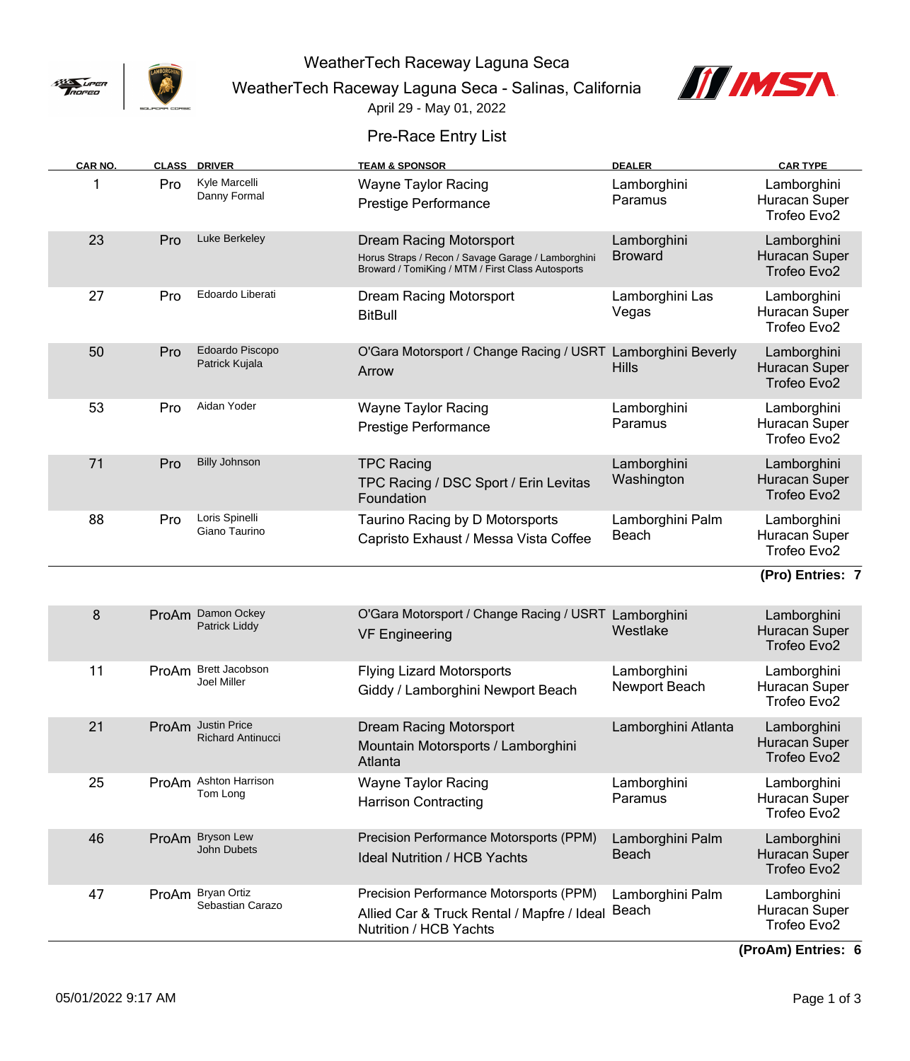# WeatherTech Raceway Laguna Seca

## WeatherTech Raceway Laguna Seca - Salinas, California

April 29 - May 01, 2022

### Pre-Race Entry List

| CAR NO. | CLASS | DRIVER | TEAM & SPONSOR | DEALER | CAR TYPE |
|---|---|---|---|---|---|
| 1 | Pro | Kyle Marcelli<br>Danny Formal | Wayne Taylor Racing<br>Prestige Performance | Lamborghini Paramus | Lamborghini Huracan Super Trofeo Evo2 |
| 23 | Pro | Luke Berkeley | Dream Racing Motorsport<br>Horus Straps / Recon / Savage Garage / Lamborghini Broward / TomiKing / MTM / First Class Autosports | Lamborghini Broward | Lamborghini Huracan Super Trofeo Evo2 |
| 27 | Pro | Edoardo Liberati | Dream Racing Motorsport<br>BitBull | Lamborghini Las Vegas | Lamborghini Huracan Super Trofeo Evo2 |
| 50 | Pro | Edoardo Piscopo<br>Patrick Kujala | O'Gara Motorsport / Change Racing / USRT<br>Arrow | Lamborghini Beverly Hills | Lamborghini Huracan Super Trofeo Evo2 |
| 53 | Pro | Aidan Yoder | Wayne Taylor Racing<br>Prestige Performance | Lamborghini Paramus | Lamborghini Huracan Super Trofeo Evo2 |
| 71 | Pro | Billy Johnson | TPC Racing<br>TPC Racing / DSC Sport / Erin Levitas Foundation | Lamborghini Washington | Lamborghini Huracan Super Trofeo Evo2 |
| 88 | Pro | Loris Spinelli<br>Giano Taurino | Taurino Racing by D Motorsports<br>Capristo Exhaust / Messa Vista Coffee | Lamborghini Palm Beach | Lamborghini Huracan Super Trofeo Evo2 |

**(Pro) Entries: 7**

| CAR NO. | CLASS | DRIVER | TEAM & SPONSOR | DEALER | CAR TYPE |
|---|---|---|---|---|---|
| 8 | ProAm | Damon Ockey<br>Patrick Liddy | O'Gara Motorsport / Change Racing / USRT<br>VF Engineering | Lamborghini Westlake | Lamborghini Huracan Super Trofeo Evo2 |
| 11 | ProAm | Brett Jacobson<br>Joel Miller | Flying Lizard Motorsports<br>Giddy / Lamborghini Newport Beach | Lamborghini Newport Beach | Lamborghini Huracan Super Trofeo Evo2 |
| 21 | ProAm | Justin Price<br>Richard Antinucci | Dream Racing Motorsport<br>Mountain Motorsports / Lamborghini Atlanta | Lamborghini Atlanta | Lamborghini Huracan Super Trofeo Evo2 |
| 25 | ProAm | Ashton Harrison<br>Tom Long | Wayne Taylor Racing<br>Harrison Contracting | Lamborghini Paramus | Lamborghini Huracan Super Trofeo Evo2 |
| 46 | ProAm | Bryson Lew<br>John Dubets | Precision Performance Motorsports (PPM)<br>Ideal Nutrition / HCB Yachts | Lamborghini Palm Beach | Lamborghini Huracan Super Trofeo Evo2 |
| 47 | ProAm | Bryan Ortiz<br>Sebastian Carazo | Precision Performance Motorsports (PPM)<br>Allied Car & Truck Rental / Mapfre / Ideal Nutrition / HCB Yachts | Lamborghini Palm Beach | Lamborghini Huracan Super Trofeo Evo2 |

**(ProAm) Entries: 6**

05/01/2022 9:17 AM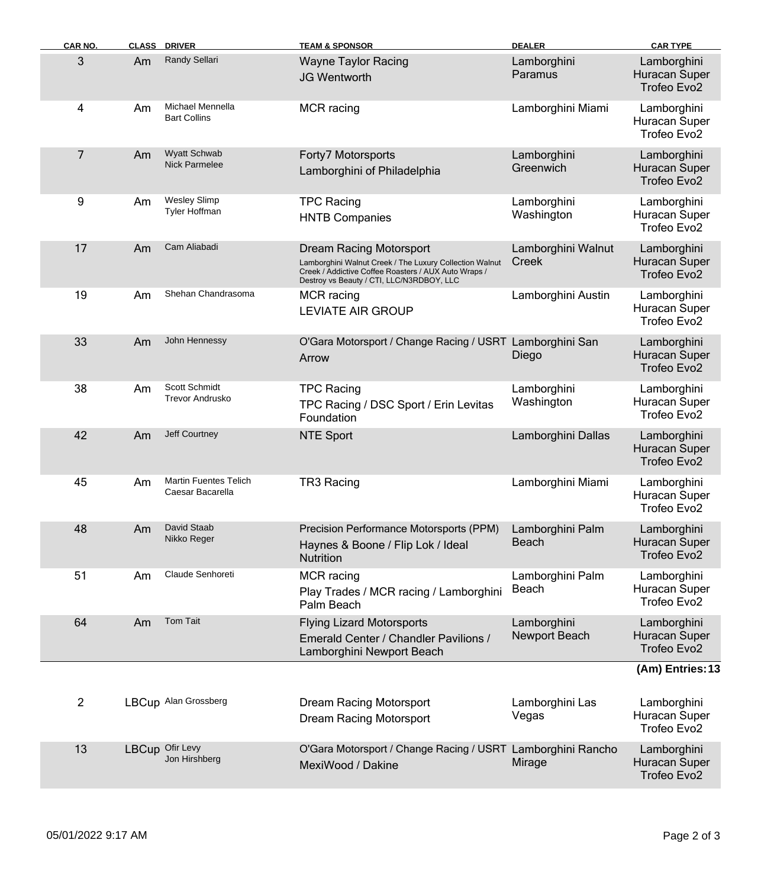| CAR NO. | CLASS | DRIVER | TEAM & SPONSOR | DEALER | CAR TYPE |
|---|---|---|---|---|---|
| 3 | Am | Randy Sellari | Wayne Taylor Racing<br>JG Wentworth | Lamborghini Paramus | Lamborghini Huracan Super Trofeo Evo2 |
| 4 | Am | Michael Mennella<br>Bart Collins | MCR racing | Lamborghini Miami | Lamborghini Huracan Super Trofeo Evo2 |
| 7 | Am | Wyatt Schwab<br>Nick Parmelee | Forty7 Motorsports<br>Lamborghini of Philadelphia | Lamborghini Greenwich | Lamborghini Huracan Super Trofeo Evo2 |
| 9 | Am | Wesley Slimp<br>Tyler Hoffman | TPC Racing<br>HNTB Companies | Lamborghini Washington | Lamborghini Huracan Super Trofeo Evo2 |
| 17 | Am | Cam Aliabadi | Dream Racing Motorsport<br>Lamborghini Walnut Creek / The Luxury Collection Walnut Creek / Addictive Coffee Roasters / AUX Auto Wraps / Destroy vs Beauty / CTI, LLC/N3RDBOY, LLC | Lamborghini Walnut Creek | Lamborghini Huracan Super Trofeo Evo2 |
| 19 | Am | Shehan Chandrasoma | MCR racing<br>LEVIATE AIR GROUP | Lamborghini Austin | Lamborghini Huracan Super Trofeo Evo2 |
| 33 | Am | John Hennessy | O'Gara Motorsport / Change Racing / USRT<br>Arrow | Lamborghini San Diego | Lamborghini Huracan Super Trofeo Evo2 |
| 38 | Am | Scott Schmidt<br>Trevor Andrusko | TPC Racing<br>TPC Racing / DSC Sport / Erin Levitas Foundation | Lamborghini Washington | Lamborghini Huracan Super Trofeo Evo2 |
| 42 | Am | Jeff Courtney | NTE Sport | Lamborghini Dallas | Lamborghini Huracan Super Trofeo Evo2 |
| 45 | Am | Martin Fuentes Telich<br>Caesar Bacarella | TR3 Racing | Lamborghini Miami | Lamborghini Huracan Super Trofeo Evo2 |
| 48 | Am | David Staab<br>Nikko Reger | Precision Performance Motorsports (PPM)<br>Haynes & Boone / Flip Lok / Ideal Nutrition | Lamborghini Palm Beach | Lamborghini Huracan Super Trofeo Evo2 |
| 51 | Am | Claude Senhoreti | MCR racing<br>Play Trades / MCR racing / Lamborghini Palm Beach | Lamborghini Palm Beach | Lamborghini Huracan Super Trofeo Evo2 |
| 64 | Am | Tom Tait | Flying Lizard Motorsports<br>Emerald Center / Chandler Pavilions / Lamborghini Newport Beach | Lamborghini Newport Beach | Lamborghini Huracan Super Trofeo Evo2 |
| | | | | | **(Am) Entries: 13** |
| 2 | LBCup | Alan Grossberg | Dream Racing Motorsport<br>Dream Racing Motorsport | Lamborghini Las Vegas | Lamborghini Huracan Super Trofeo Evo2 |
| 13 | LBCup | Ofir Levy<br>Jon Hirshberg | O'Gara Motorsport / Change Racing / USRT<br>MexiWood / Dakine | Lamborghini Rancho Mirage | Lamborghini Huracan Super Trofeo Evo2 |

05/01/2022 9:17 AM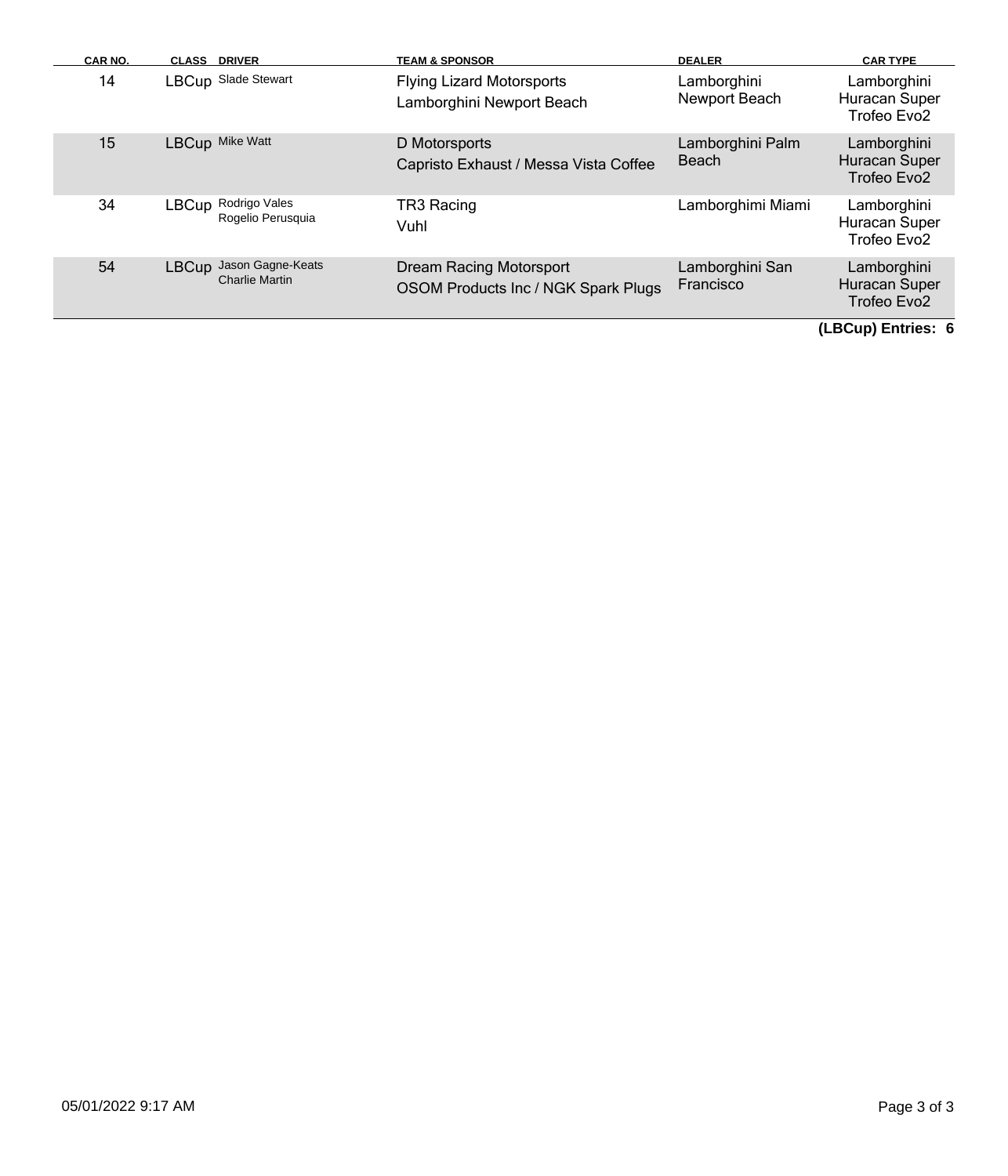| CAR NO. | CLASS | DRIVER | TEAM & SPONSOR | DEALER | CAR TYPE |
|---|---|---|---|---|---|
| 14 | LBCup | Slade Stewart | Flying Lizard Motorsports<br>Lamborghini Newport Beach | Lamborghini Newport Beach | Lamborghini Huracan Super Trofeo Evo2 |
| 15 | LBCup | Mike Watt | D Motorsports<br>Capristo Exhaust / Messa Vista Coffee | Lamborghini Palm Beach | Lamborghini Huracan Super Trofeo Evo2 |
| 34 | LBCup | Rodrigo Vales<br>Rogelio Perusquia | TR3 Racing<br>Vuhl | Lamborghimi Miami | Lamborghini Huracan Super Trofeo Evo2 |
| 54 | LBCup | Jason Gagne-Keats<br>Charlie Martin | Dream Racing Motorsport<br>OSOM Products Inc / NGK Spark Plugs | Lamborghini San Francisco | Lamborghini Huracan Super Trofeo Evo2 |

**(LBCup) Entries: 6**

05/01/2022 9:17 AM